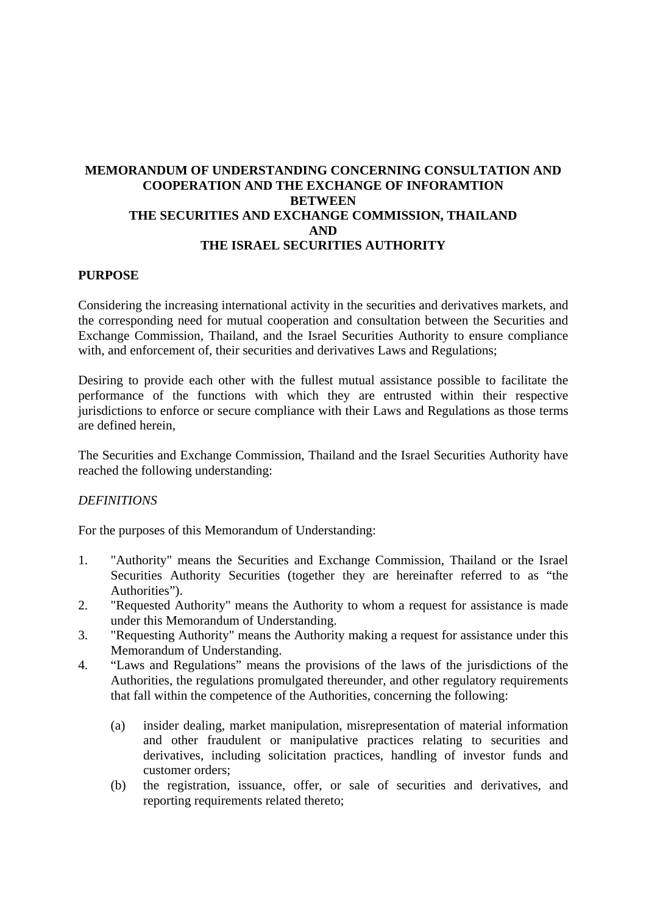# MEMORANDUM OF UNDERSTANDING CONCERNING CONSULTATION AND COOPERATION AND THE EXCHANGE OF INFORAMTION BETWEEN THE SECURITIES AND EXCHANGE COMMISSION, THAILAND AND THE ISRAEL SECURITIES AUTHORITY

## PURPOSE

Considering the increasing international activity in the securities and derivatives markets, and the corresponding need for mutual cooperation and consultation between the Securities and Exchange Commission, Thailand, and the Israel Securities Authority to ensure compliance with, and enforcement of, their securities and derivatives Laws and Regulations;

Desiring to provide each other with the fullest mutual assistance possible to facilitate the performance of the functions with which they are entrusted within their respective jurisdictions to enforce or secure compliance with their Laws and Regulations as those terms are defined herein,

The Securities and Exchange Commission, Thailand and the Israel Securities Authority have reached the following understanding:

*DEFINITIONS*

For the purposes of this Memorandum of Understanding:

1. "Authority" means the Securities and Exchange Commission, Thailand or the Israel Securities Authority Securities (together they are hereinafter referred to as "the Authorities").
2. "Requested Authority" means the Authority to whom a request for assistance is made under this Memorandum of Understanding.
3. "Requesting Authority" means the Authority making a request for assistance under this Memorandum of Understanding.
4. "Laws and Regulations" means the provisions of the laws of the jurisdictions of the Authorities, the regulations promulgated thereunder, and other regulatory requirements that fall within the competence of the Authorities, concerning the following:

   (a) insider dealing, market manipulation, misrepresentation of material information and other fraudulent or manipulative practices relating to securities and derivatives, including solicitation practices, handling of investor funds and customer orders;

   (b) the registration, issuance, offer, or sale of securities and derivatives, and reporting requirements related thereto;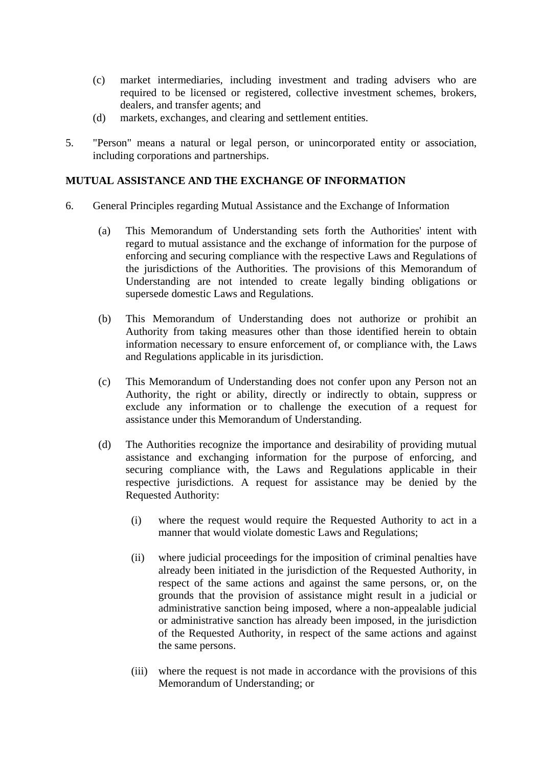(c) market intermediaries, including investment and trading advisers who are required to be licensed or registered, collective investment schemes, brokers, dealers, and transfer agents; and

(d) markets, exchanges, and clearing and settlement entities.

5. "Person" means a natural or legal person, or unincorporated entity or association, including corporations and partnerships.

**MUTUAL ASSISTANCE AND THE EXCHANGE OF INFORMATION**

6. General Principles regarding Mutual Assistance and the Exchange of Information

   (a) This Memorandum of Understanding sets forth the Authorities' intent with regard to mutual assistance and the exchange of information for the purpose of enforcing and securing compliance with the respective Laws and Regulations of the jurisdictions of the Authorities. The provisions of this Memorandum of Understanding are not intended to create legally binding obligations or supersede domestic Laws and Regulations.

   (b) This Memorandum of Understanding does not authorize or prohibit an Authority from taking measures other than those identified herein to obtain information necessary to ensure enforcement of, or compliance with, the Laws and Regulations applicable in its jurisdiction.

   (c) This Memorandum of Understanding does not confer upon any Person not an Authority, the right or ability, directly or indirectly to obtain, suppress or exclude any information or to challenge the execution of a request for assistance under this Memorandum of Understanding.

   (d) The Authorities recognize the importance and desirability of providing mutual assistance and exchanging information for the purpose of enforcing, and securing compliance with, the Laws and Regulations applicable in their respective jurisdictions. A request for assistance may be denied by the Requested Authority:

      (i) where the request would require the Requested Authority to act in a manner that would violate domestic Laws and Regulations;

      (ii) where judicial proceedings for the imposition of criminal penalties have already been initiated in the jurisdiction of the Requested Authority, in respect of the same actions and against the same persons, or, on the grounds that the provision of assistance might result in a judicial or administrative sanction being imposed, where a non-appealable judicial or administrative sanction has already been imposed, in the jurisdiction of the Requested Authority, in respect of the same actions and against the same persons.

      (iii) where the request is not made in accordance with the provisions of this Memorandum of Understanding; or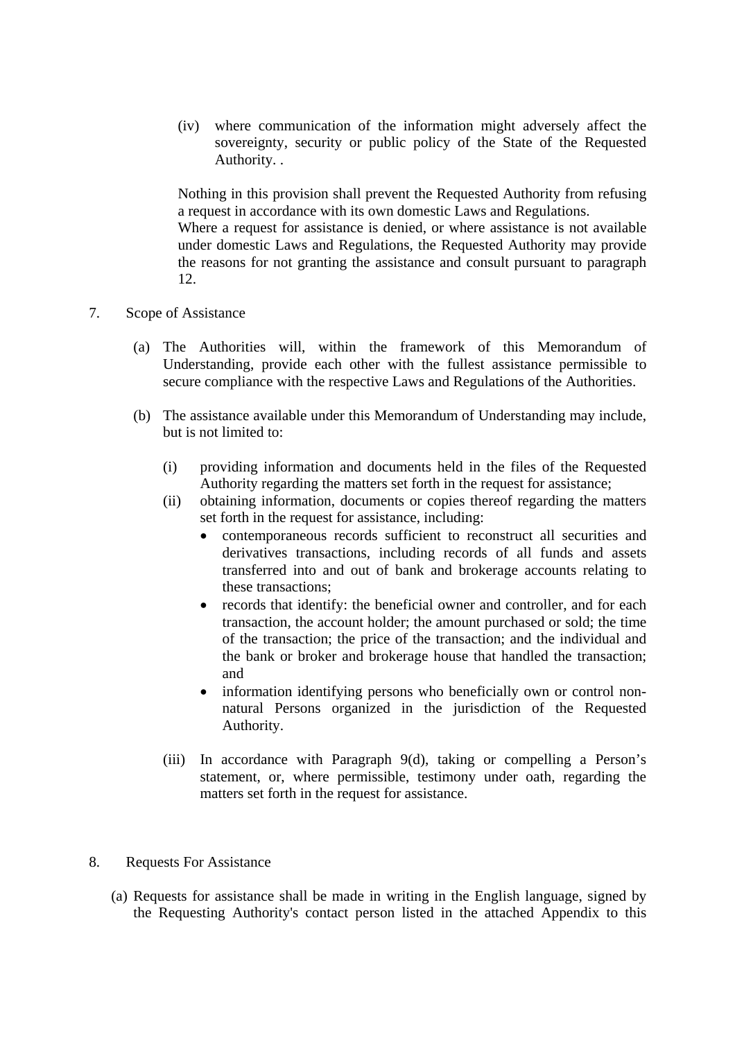(iv) where communication of the information might adversely affect the sovereignty, security or public policy of the State of the Requested Authority. .

Nothing in this provision shall prevent the Requested Authority from refusing a request in accordance with its own domestic Laws and Regulations.
Where a request for assistance is denied, or where assistance is not available under domestic Laws and Regulations, the Requested Authority may provide the reasons for not granting the assistance and consult pursuant to paragraph 12.

7. Scope of Assistance

(a) The Authorities will, within the framework of this Memorandum of Understanding, provide each other with the fullest assistance permissible to secure compliance with the respective Laws and Regulations of the Authorities.

(b) The assistance available under this Memorandum of Understanding may include, but is not limited to:

(i) providing information and documents held in the files of the Requested Authority regarding the matters set forth in the request for assistance;

(ii) obtaining information, documents or copies thereof regarding the matters set forth in the request for assistance, including:
- contemporaneous records sufficient to reconstruct all securities and derivatives transactions, including records of all funds and assets transferred into and out of bank and brokerage accounts relating to these transactions;
- records that identify: the beneficial owner and controller, and for each transaction, the account holder; the amount purchased or sold; the time of the transaction; the price of the transaction; and the individual and the bank or broker and brokerage house that handled the transaction; and
- information identifying persons who beneficially own or control non-natural Persons organized in the jurisdiction of the Requested Authority.

(iii) In accordance with Paragraph 9(d), taking or compelling a Person's statement, or, where permissible, testimony under oath, regarding the matters set forth in the request for assistance.

8. Requests For Assistance

(a) Requests for assistance shall be made in writing in the English language, signed by the Requesting Authority's contact person listed in the attached Appendix to this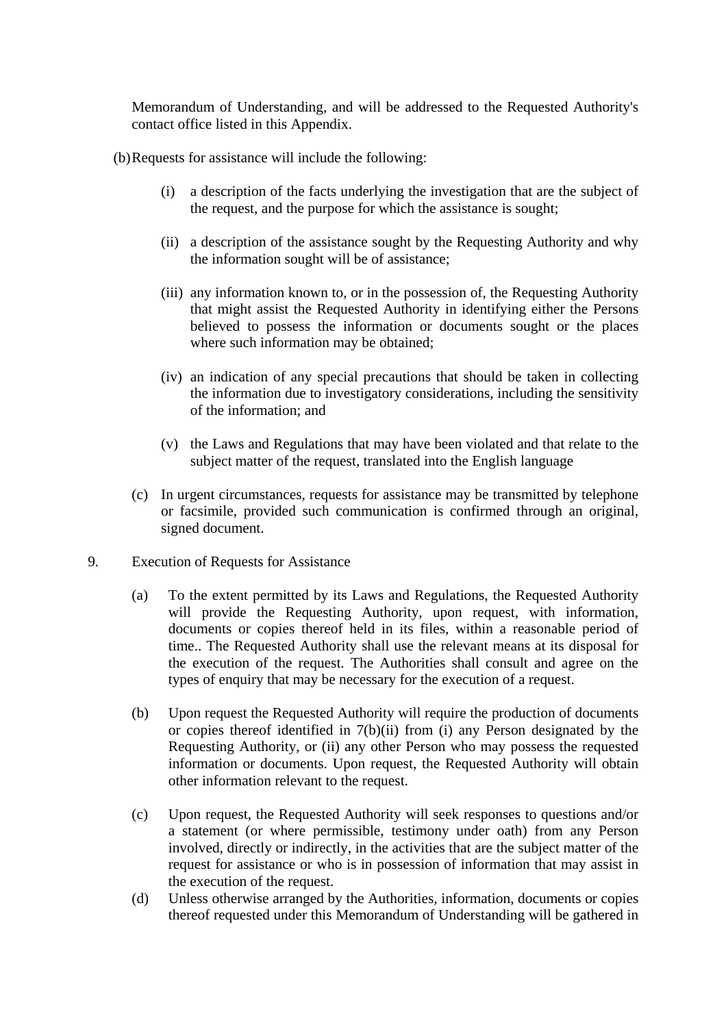Memorandum of Understanding, and will be addressed to the Requested Authority's contact office listed in this Appendix.

(b) Requests for assistance will include the following:

   (i) a description of the facts underlying the investigation that are the subject of the request, and the purpose for which the assistance is sought;

   (ii) a description of the assistance sought by the Requesting Authority and why the information sought will be of assistance;

   (iii) any information known to, or in the possession of, the Requesting Authority that might assist the Requested Authority in identifying either the Persons believed to possess the information or documents sought or the places where such information may be obtained;

   (iv) an indication of any special precautions that should be taken in collecting the information due to investigatory considerations, including the sensitivity of the information; and

   (v) the Laws and Regulations that may have been violated and that relate to the subject matter of the request, translated into the English language

(c) In urgent circumstances, requests for assistance may be transmitted by telephone or facsimile, provided such communication is confirmed through an original, signed document.

9. Execution of Requests for Assistance

(a) To the extent permitted by its Laws and Regulations, the Requested Authority will provide the Requesting Authority, upon request, with information, documents or copies thereof held in its files, within a reasonable period of time.. The Requested Authority shall use the relevant means at its disposal for the execution of the request. The Authorities shall consult and agree on the types of enquiry that may be necessary for the execution of a request.

(b) Upon request the Requested Authority will require the production of documents or copies thereof identified in 7(b)(ii) from (i) any Person designated by the Requesting Authority, or (ii) any other Person who may possess the requested information or documents. Upon request, the Requested Authority will obtain other information relevant to the request.

(c) Upon request, the Requested Authority will seek responses to questions and/or a statement (or where permissible, testimony under oath) from any Person involved, directly or indirectly, in the activities that are the subject matter of the request for assistance or who is in possession of information that may assist in the execution of the request.

(d) Unless otherwise arranged by the Authorities, information, documents or copies thereof requested under this Memorandum of Understanding will be gathered in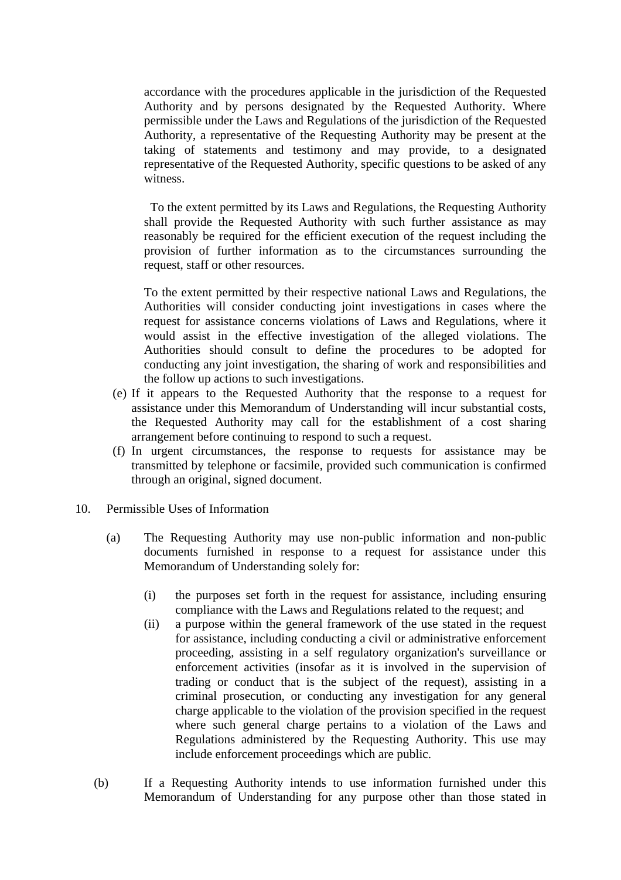accordance with the procedures applicable in the jurisdiction of the Requested Authority and by persons designated by the Requested Authority. Where permissible under the Laws and Regulations of the jurisdiction of the Requested Authority, a representative of the Requesting Authority may be present at the taking of statements and testimony and may provide, to a designated representative of the Requested Authority, specific questions to be asked of any witness.

To the extent permitted by its Laws and Regulations, the Requesting Authority shall provide the Requested Authority with such further assistance as may reasonably be required for the efficient execution of the request including the provision of further information as to the circumstances surrounding the request, staff or other resources.

To the extent permitted by their respective national Laws and Regulations, the Authorities will consider conducting joint investigations in cases where the request for assistance concerns violations of Laws and Regulations, where it would assist in the effective investigation of the alleged violations. The Authorities should consult to define the procedures to be adopted for conducting any joint investigation, the sharing of work and responsibilities and the follow up actions to such investigations.

(e) If it appears to the Requested Authority that the response to a request for assistance under this Memorandum of Understanding will incur substantial costs, the Requested Authority may call for the establishment of a cost sharing arrangement before continuing to respond to such a request.

(f) In urgent circumstances, the response to requests for assistance may be transmitted by telephone or facsimile, provided such communication is confirmed through an original, signed document.

10. Permissible Uses of Information

(a) The Requesting Authority may use non-public information and non-public documents furnished in response to a request for assistance under this Memorandum of Understanding solely for:

(i) the purposes set forth in the request for assistance, including ensuring compliance with the Laws and Regulations related to the request; and

(ii) a purpose within the general framework of the use stated in the request for assistance, including conducting a civil or administrative enforcement proceeding, assisting in a self regulatory organization's surveillance or enforcement activities (insofar as it is involved in the supervision of trading or conduct that is the subject of the request), assisting in a criminal prosecution, or conducting any investigation for any general charge applicable to the violation of the provision specified in the request where such general charge pertains to a violation of the Laws and Regulations administered by the Requesting Authority. This use may include enforcement proceedings which are public.

(b) If a Requesting Authority intends to use information furnished under this Memorandum of Understanding for any purpose other than those stated in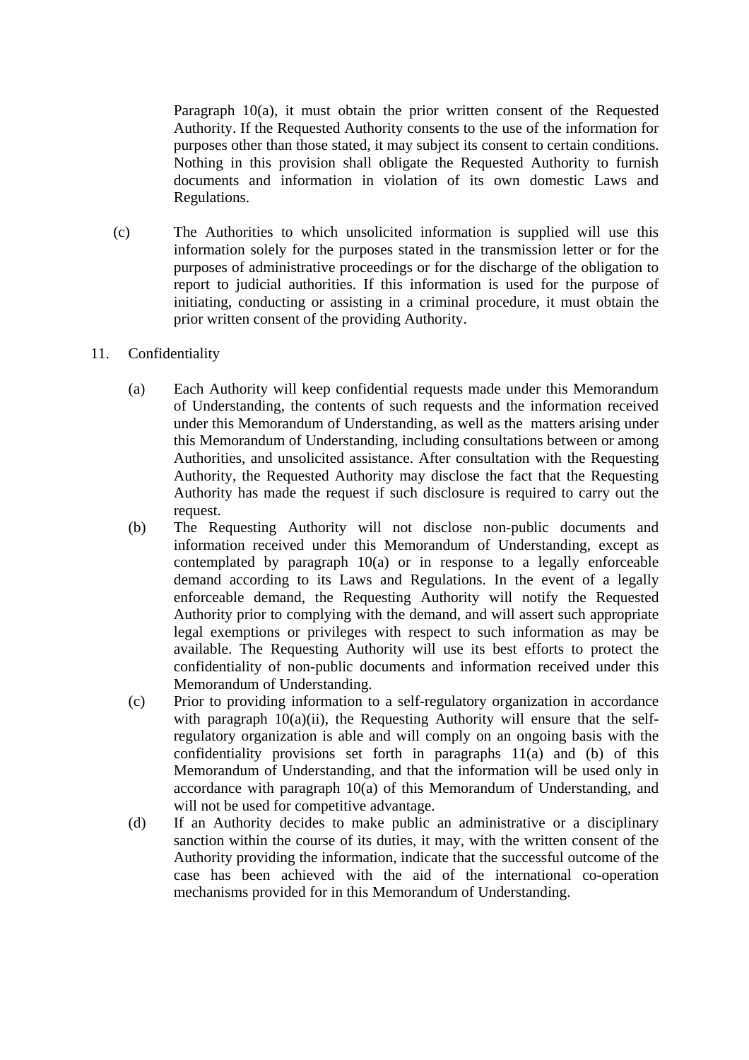Paragraph 10(a), it must obtain the prior written consent of the Requested Authority. If the Requested Authority consents to the use of the information for purposes other than those stated, it may subject its consent to certain conditions. Nothing in this provision shall obligate the Requested Authority to furnish documents and information in violation of its own domestic Laws and Regulations.

(c) The Authorities to which unsolicited information is supplied will use this information solely for the purposes stated in the transmission letter or for the purposes of administrative proceedings or for the discharge of the obligation to report to judicial authorities. If this information is used for the purpose of initiating, conducting or assisting in a criminal procedure, it must obtain the prior written consent of the providing Authority.

11. Confidentiality

(a) Each Authority will keep confidential requests made under this Memorandum of Understanding, the contents of such requests and the information received under this Memorandum of Understanding, as well as the matters arising under this Memorandum of Understanding, including consultations between or among Authorities, and unsolicited assistance. After consultation with the Requesting Authority, the Requested Authority may disclose the fact that the Requesting Authority has made the request if such disclosure is required to carry out the request.

(b) The Requesting Authority will not disclose non-public documents and information received under this Memorandum of Understanding, except as contemplated by paragraph 10(a) or in response to a legally enforceable demand according to its Laws and Regulations. In the event of a legally enforceable demand, the Requesting Authority will notify the Requested Authority prior to complying with the demand, and will assert such appropriate legal exemptions or privileges with respect to such information as may be available. The Requesting Authority will use its best efforts to protect the confidentiality of non-public documents and information received under this Memorandum of Understanding.

(c) Prior to providing information to a self-regulatory organization in accordance with paragraph 10(a)(ii), the Requesting Authority will ensure that the self-regulatory organization is able and will comply on an ongoing basis with the confidentiality provisions set forth in paragraphs 11(a) and (b) of this Memorandum of Understanding, and that the information will be used only in accordance with paragraph 10(a) of this Memorandum of Understanding, and will not be used for competitive advantage.

(d) If an Authority decides to make public an administrative or a disciplinary sanction within the course of its duties, it may, with the written consent of the Authority providing the information, indicate that the successful outcome of the case has been achieved with the aid of the international co-operation mechanisms provided for in this Memorandum of Understanding.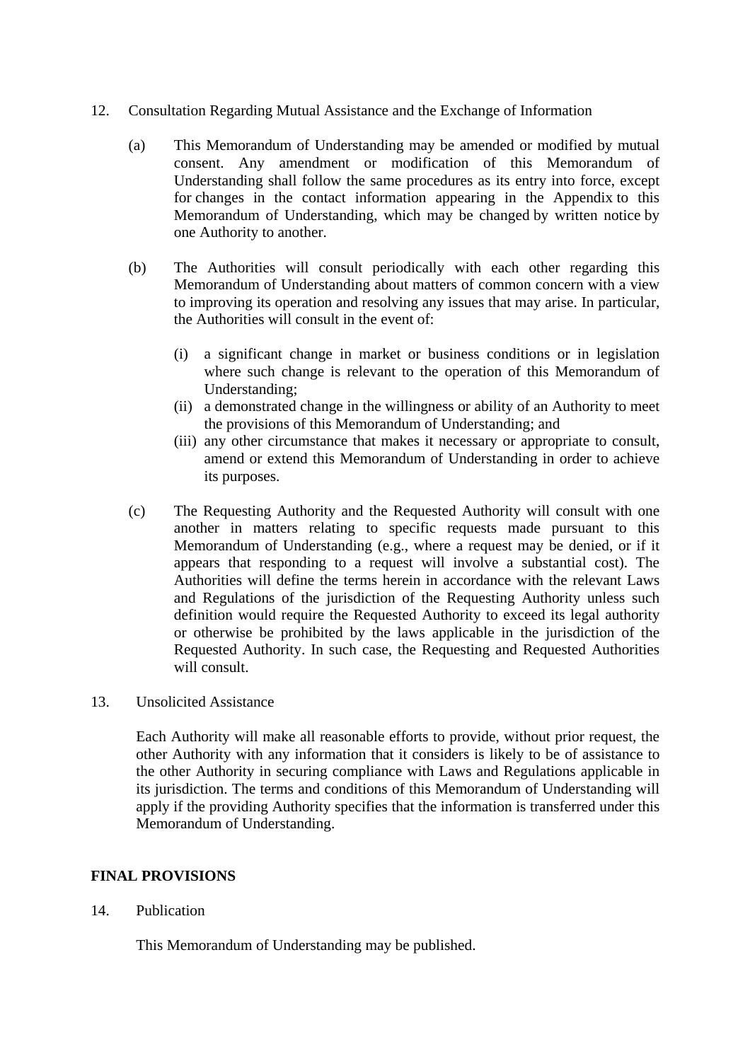12. Consultation Regarding Mutual Assistance and the Exchange of Information

(a) This Memorandum of Understanding may be amended or modified by mutual consent. Any amendment or modification of this Memorandum of Understanding shall follow the same procedures as its entry into force, except for changes in the contact information appearing in the Appendix to this Memorandum of Understanding, which may be changed by written notice by one Authority to another.

(b) The Authorities will consult periodically with each other regarding this Memorandum of Understanding about matters of common concern with a view to improving its operation and resolving any issues that may arise. In particular, the Authorities will consult in the event of:

(i) a significant change in market or business conditions or in legislation where such change is relevant to the operation of this Memorandum of Understanding;
(ii) a demonstrated change in the willingness or ability of an Authority to meet the provisions of this Memorandum of Understanding; and
(iii) any other circumstance that makes it necessary or appropriate to consult, amend or extend this Memorandum of Understanding in order to achieve its purposes.

(c) The Requesting Authority and the Requested Authority will consult with one another in matters relating to specific requests made pursuant to this Memorandum of Understanding (e.g., where a request may be denied, or if it appears that responding to a request will involve a substantial cost). The Authorities will define the terms herein in accordance with the relevant Laws and Regulations of the jurisdiction of the Requesting Authority unless such definition would require the Requested Authority to exceed its legal authority or otherwise be prohibited by the laws applicable in the jurisdiction of the Requested Authority. In such case, the Requesting and Requested Authorities will consult.

13. Unsolicited Assistance

Each Authority will make all reasonable efforts to provide, without prior request, the other Authority with any information that it considers is likely to be of assistance to the other Authority in securing compliance with Laws and Regulations applicable in its jurisdiction. The terms and conditions of this Memorandum of Understanding will apply if the providing Authority specifies that the information is transferred under this Memorandum of Understanding.

**FINAL PROVISIONS**

14. Publication

This Memorandum of Understanding may be published.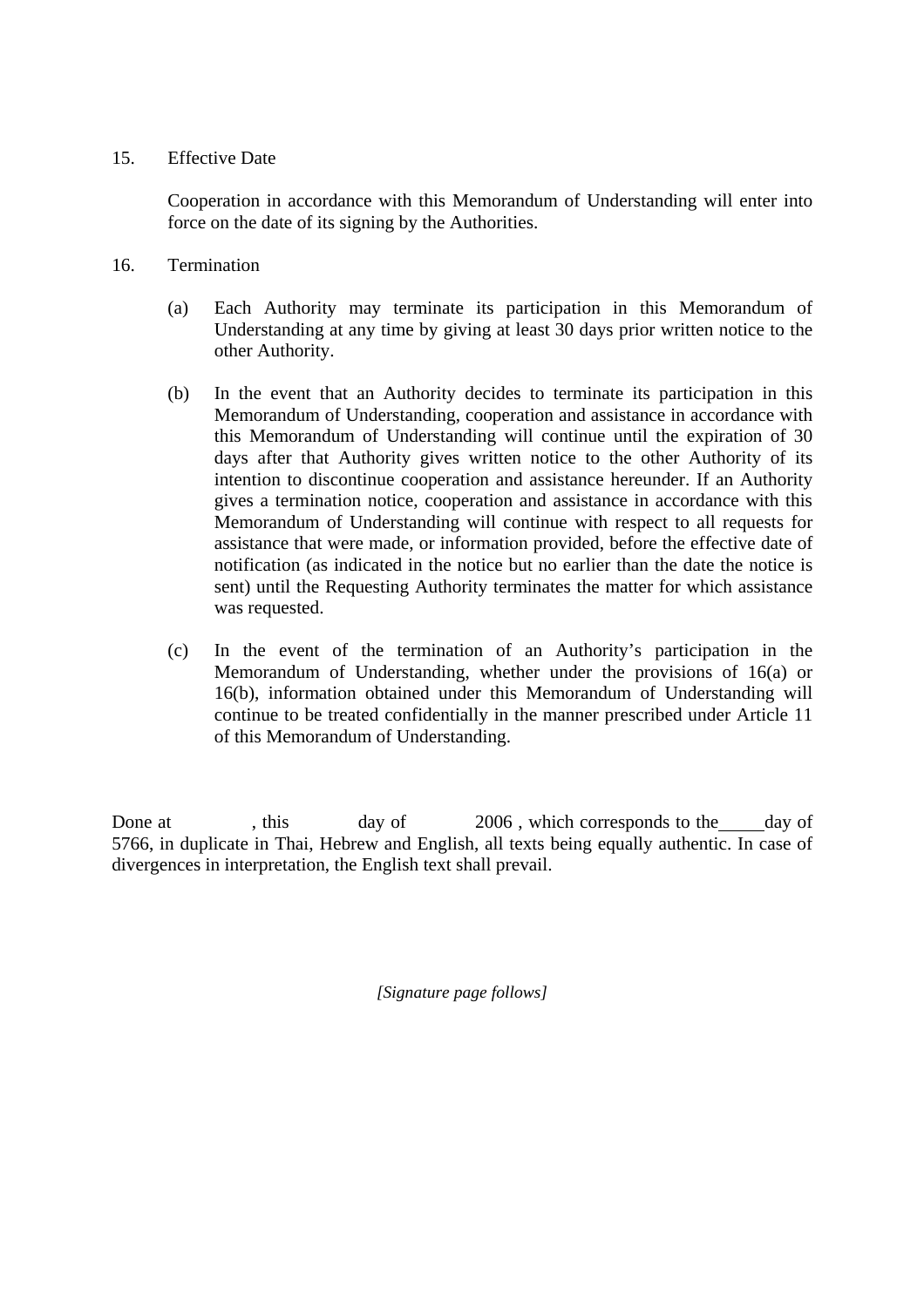15. Effective Date

    Cooperation in accordance with this Memorandum of Understanding will enter into force on the date of its signing by the Authorities.

16. Termination

    (a) Each Authority may terminate its participation in this Memorandum of Understanding at any time by giving at least 30 days prior written notice to the other Authority.

    (b) In the event that an Authority decides to terminate its participation in this Memorandum of Understanding, cooperation and assistance in accordance with this Memorandum of Understanding will continue until the expiration of 30 days after that Authority gives written notice to the other Authority of its intention to discontinue cooperation and assistance hereunder. If an Authority gives a termination notice, cooperation and assistance in accordance with this Memorandum of Understanding will continue with respect to all requests for assistance that were made, or information provided, before the effective date of notification (as indicated in the notice but no earlier than the date the notice is sent) until the Requesting Authority terminates the matter for which assistance was requested.

    (c) In the event of the termination of an Authority's participation in the Memorandum of Understanding, whether under the provisions of 16(a) or 16(b), information obtained under this Memorandum of Understanding will continue to be treated confidentially in the manner prescribed under Article 11 of this Memorandum of Understanding.

Done at            , this            day of            2006 , which corresponds to the_____day of 5766, in duplicate in Thai, Hebrew and English, all texts being equally authentic. In case of divergences in interpretation, the English text shall prevail.

*[Signature page follows]*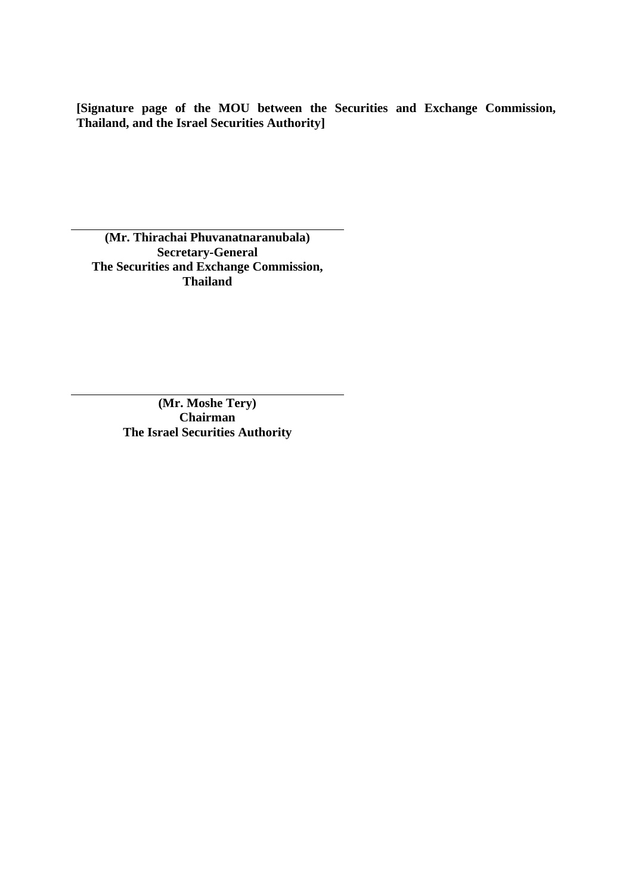**[Signature page of the MOU between the Securities and Exchange Commission, Thailand, and the Israel Securities Authority]**

\_\_\_\_\_\_\_\_\_\_\_\_\_\_\_\_\_\_\_\_\_\_\_\_\_\_\_\_\_\_\_\_\_\_\_\_\_\_\_\_

**(Mr. Thirachai Phuvanatnaranubala)**
**Secretary-General**
**The Securities and Exchange Commission, Thailand**

\_\_\_\_\_\_\_\_\_\_\_\_\_\_\_\_\_\_\_\_\_\_\_\_\_\_\_\_\_\_\_\_\_\_\_\_\_\_\_\_

**(Mr. Moshe Tery)**
**Chairman**
**The Israel Securities Authority**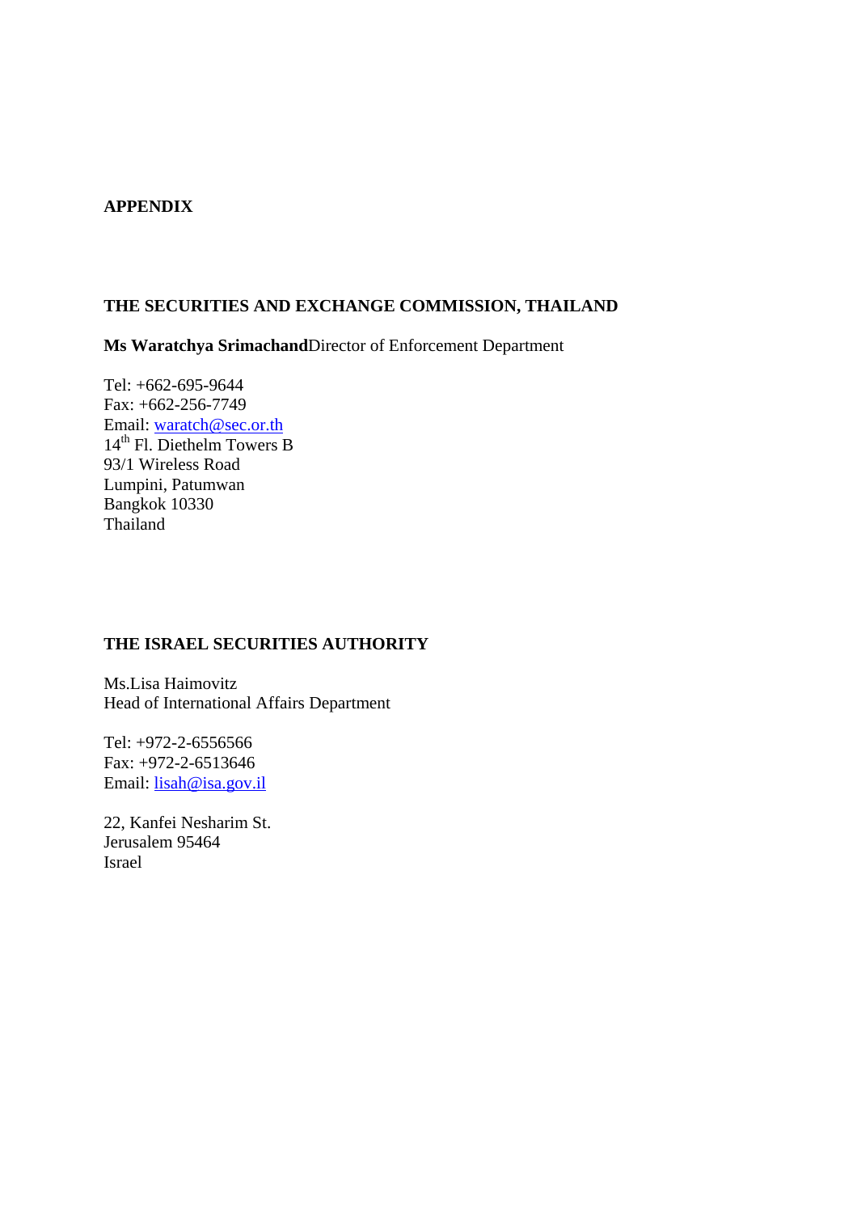**APPENDIX**

**THE SECURITIES AND EXCHANGE COMMISSION, THAILAND**

**Ms Waratchya Srimachand**Director of Enforcement Department

Tel: +662-695-9644
Fax: +662-256-7749
Email: waratch@sec.or.th
14th Fl. Diethelm Towers B
93/1 Wireless Road
Lumpini, Patumwan
Bangkok 10330
Thailand

**THE ISRAEL SECURITIES AUTHORITY**

Ms.Lisa Haimovitz
Head of International Affairs Department

Tel: +972-2-6556566
Fax: +972-2-6513646
Email: lisah@isa.gov.il

22, Kanfei Nesharim St.
Jerusalem 95464
Israel